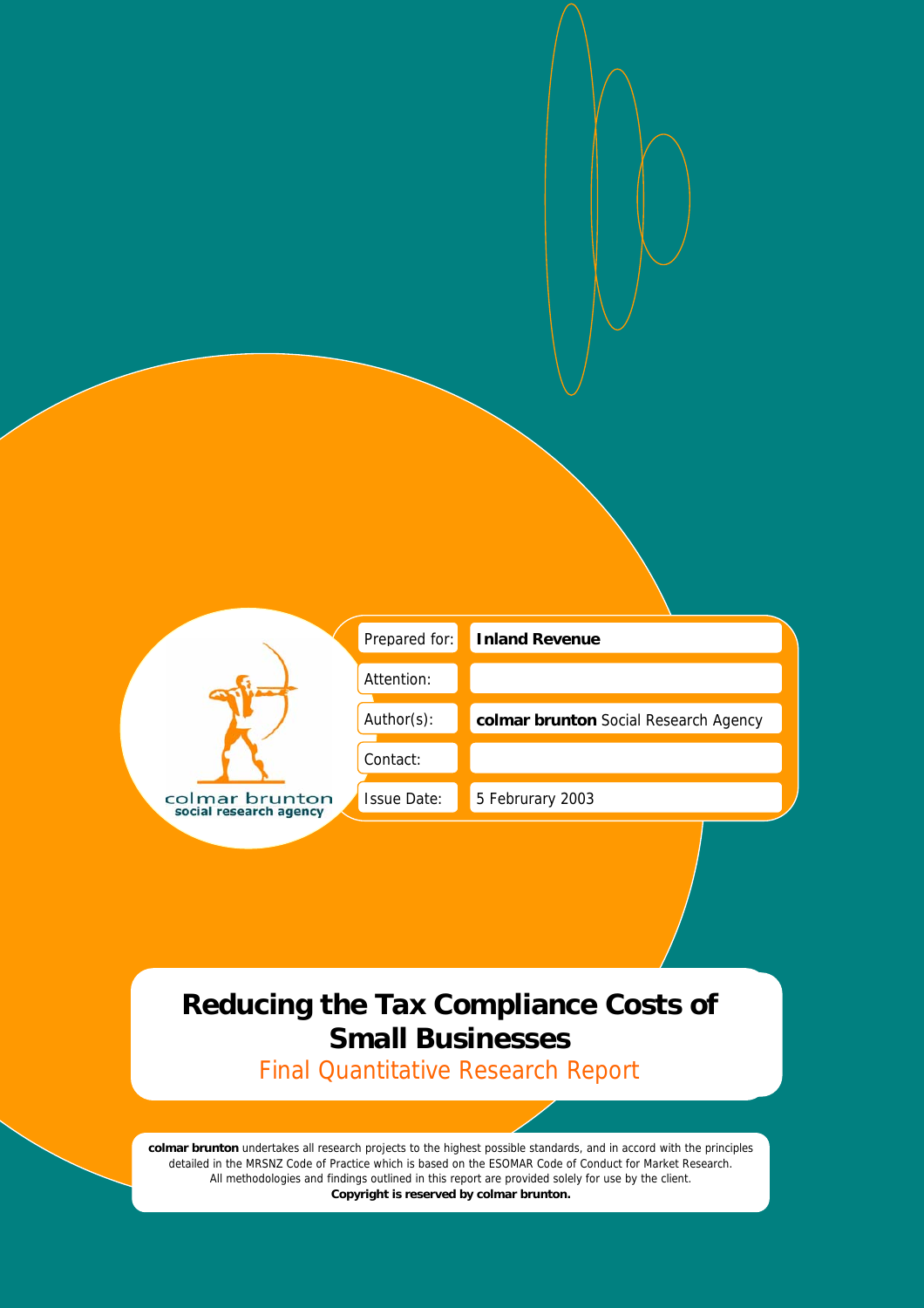colmar brunton
social research agency

| | |
|---|---|
| Prepared for: | **Inland Revenue** |
| Attention: | |
| Author(s): | **colmar brunton** Social Research Agency |
| Contact: | |
| Issue Date: | 5 Februrary 2003 |

# Reducing the Tax Compliance Costs of Small Businesses

## Final Quantitative Research Report

**colmar brunton** undertakes all research projects to the highest possible standards, and in accord with the principles detailed in the MRSNZ Code of Practice which is based on the ESOMAR Code of Conduct for Market Research. All methodologies and findings outlined in this report are provided solely for use by the client.
**Copyright is reserved by colmar brunton.**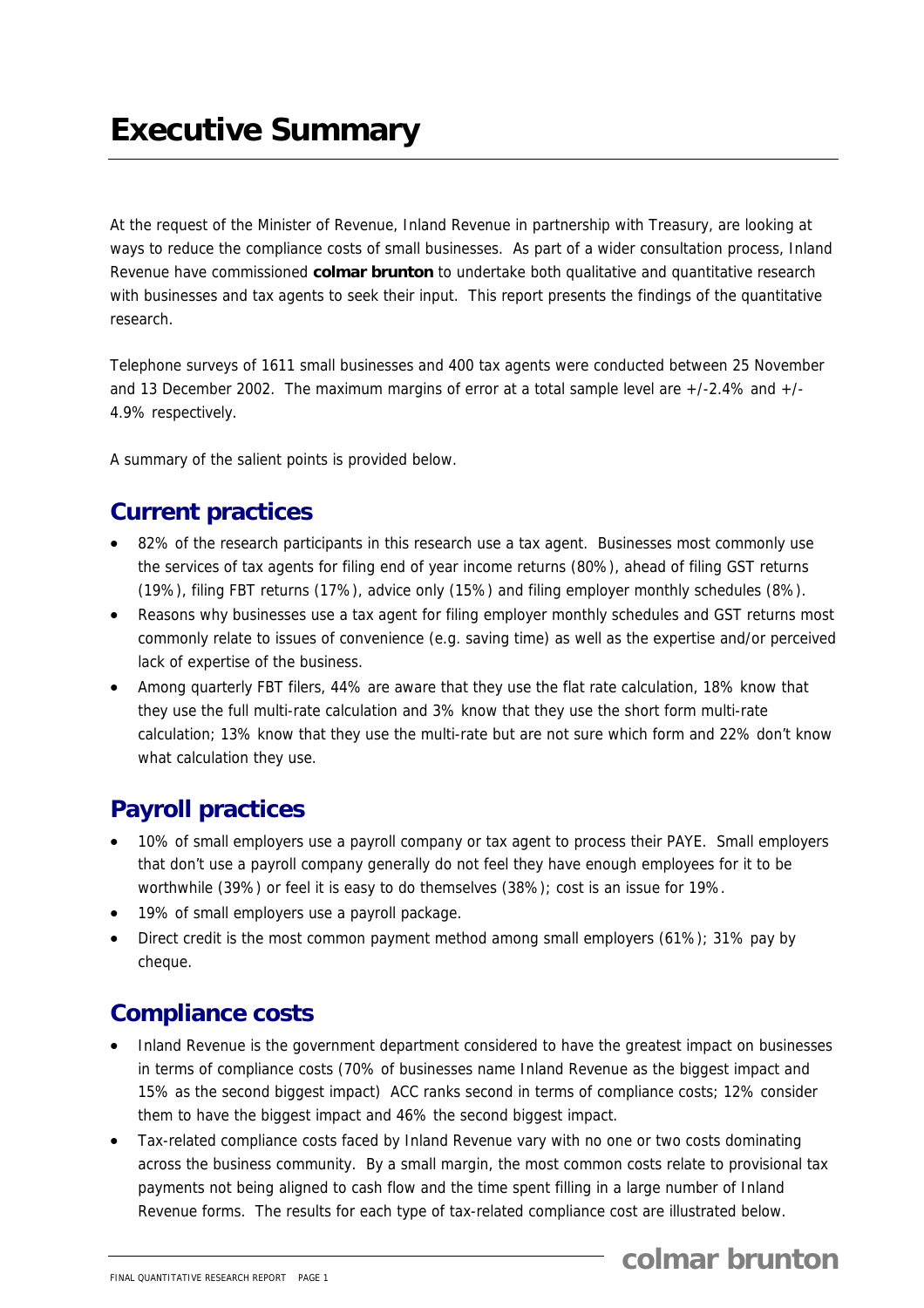# Executive Summary

At the request of the Minister of Revenue, Inland Revenue in partnership with Treasury, are looking at ways to reduce the compliance costs of small businesses. As part of a wider consultation process, Inland Revenue have commissioned **colmar brunton** to undertake both qualitative and quantitative research with businesses and tax agents to seek their input. This report presents the findings of the quantitative research.

Telephone surveys of 1611 small businesses and 400 tax agents were conducted between 25 November and 13 December 2002. The maximum margins of error at a total sample level are +/-2.4% and +/- 4.9% respectively.

A summary of the salient points is provided below.

## Current practices

- 82% of the research participants in this research use a tax agent. Businesses most commonly use the services of tax agents for filing end of year income returns (80%), ahead of filing GST returns (19%), filing FBT returns (17%), advice only (15%) and filing employer monthly schedules (8%).
- Reasons why businesses use a tax agent for filing employer monthly schedules and GST returns most commonly relate to issues of convenience (e.g. saving time) as well as the expertise and/or perceived lack of expertise of the business.
- Among quarterly FBT filers, 44% are aware that they use the flat rate calculation, 18% know that they use the full multi-rate calculation and 3% know that they use the short form multi-rate calculation; 13% know that they use the multi-rate but are not sure which form and 22% don't know what calculation they use.

## Payroll practices

- 10% of small employers use a payroll company or tax agent to process their PAYE. Small employers that don't use a payroll company generally do not feel they have enough employees for it to be worthwhile (39%) or feel it is easy to do themselves (38%); cost is an issue for 19%.
- 19% of small employers use a payroll package.
- Direct credit is the most common payment method among small employers (61%); 31% pay by cheque.

## Compliance costs

- Inland Revenue is the government department considered to have the greatest impact on businesses in terms of compliance costs (70% of businesses name Inland Revenue as the biggest impact and 15% as the second biggest impact) ACC ranks second in terms of compliance costs; 12% consider them to have the biggest impact and 46% the second biggest impact.
- Tax-related compliance costs faced by Inland Revenue vary with no one or two costs dominating across the business community. By a small margin, the most common costs relate to provisional tax payments not being aligned to cash flow and the time spent filling in a large number of Inland Revenue forms. The results for each type of tax-related compliance cost are illustrated below.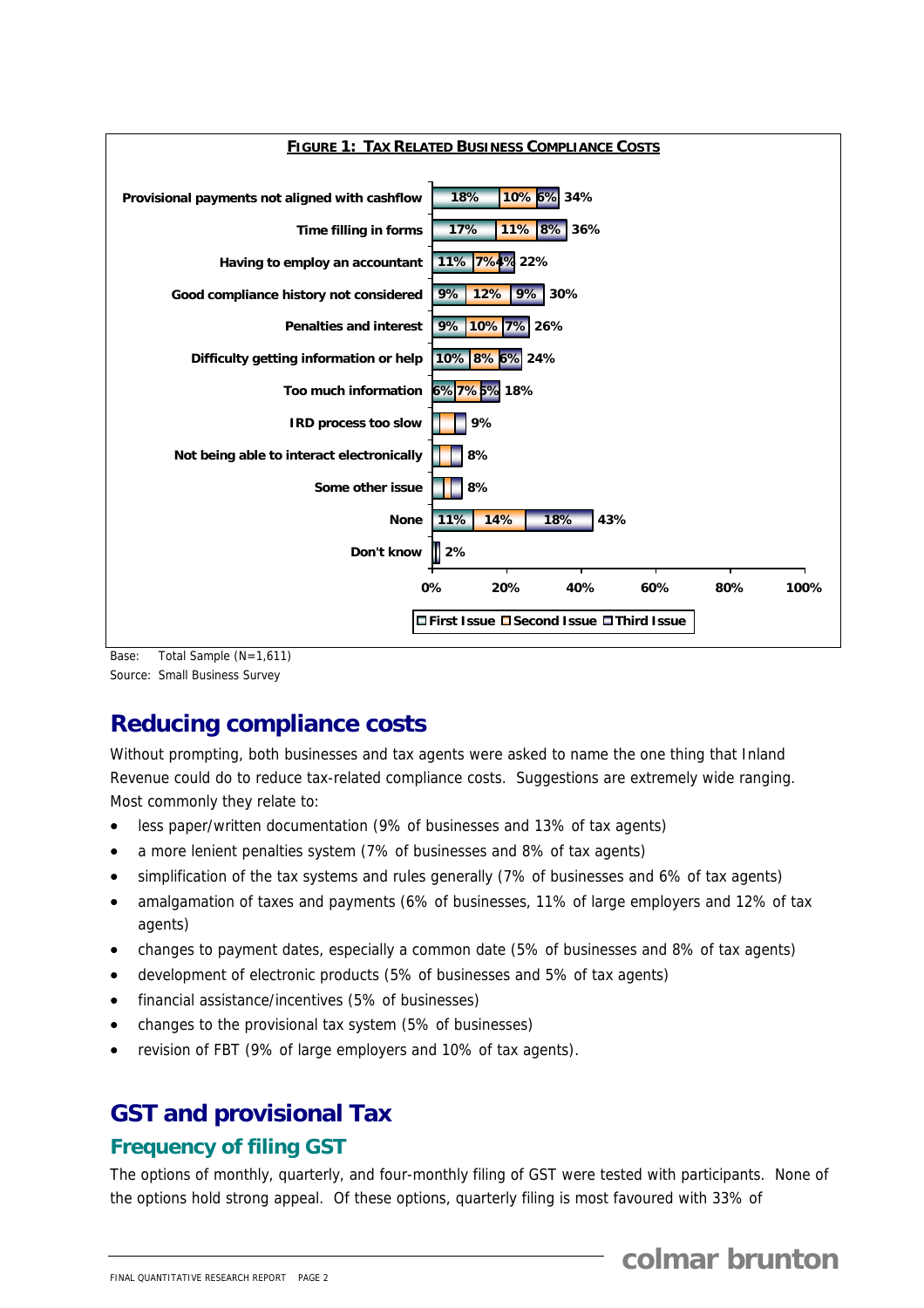**FIGURE 1: TAX RELATED BUSINESS COMPLIANCE COSTS**

| Issue | First Issue | Second Issue | Third Issue | Total |
|---|---|---|---|---|
| Provisional payments not aligned with cashflow | 18% | 10% | 6% | 34% |
| Time filling in forms | 17% | 11% | 8% | 36% |
| Having to employ an accountant | 11% | 7% | 4% | 22% |
| Good compliance history not considered | 9% | 12% | 9% | 30% |
| Penalties and interest | 9% | 10% | 7% | 26% |
| Difficulty getting information or help | 10% | 8% | 6% | 24% |
| Too much information | 6% | 7% | 5% | 18% |
| IRD process too slow | | | | 9% |
| Not being able to interact electronically | | | | 8% |
| Some other issue | | | | 8% |
| None | 11% | 14% | 18% | 43% |
| Don't know | | | | 2% |

Base: Total Sample (N=1,611)
Source: Small Business Survey

## Reducing compliance costs

Without prompting, both businesses and tax agents were asked to name the one thing that Inland Revenue could do to reduce tax-related compliance costs. Suggestions are extremely wide ranging. Most commonly they relate to:

- less paper/written documentation (9% of businesses and 13% of tax agents)
- a more lenient penalties system (7% of businesses and 8% of tax agents)
- simplification of the tax systems and rules generally (7% of businesses and 6% of tax agents)
- amalgamation of taxes and payments (6% of businesses, 11% of large employers and 12% of tax agents)
- changes to payment dates, especially a common date (5% of businesses and 8% of tax agents)
- development of electronic products (5% of businesses and 5% of tax agents)
- financial assistance/incentives (5% of businesses)
- changes to the provisional tax system (5% of businesses)
- revision of FBT (9% of large employers and 10% of tax agents).

## GST and provisional Tax

### Frequency of filing GST

The options of monthly, quarterly, and four-monthly filing of GST were tested with participants. None of the options hold strong appeal. Of these options, quarterly filing is most favoured with 33% of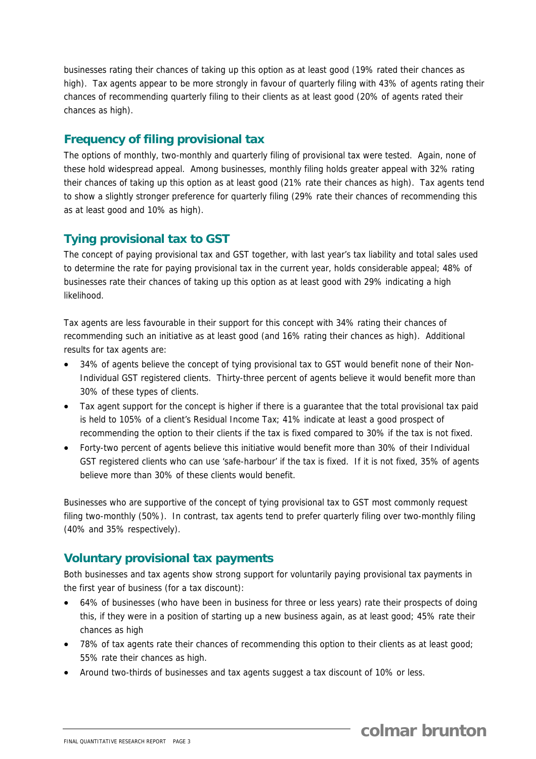businesses rating their chances of taking up this option as at least good (19% rated their chances as high). Tax agents appear to be more strongly in favour of quarterly filing with 43% of agents rating their chances of recommending quarterly filing to their clients as at least good (20% of agents rated their chances as high).

## Frequency of filing provisional tax

The options of monthly, two-monthly and quarterly filing of provisional tax were tested. Again, none of these hold widespread appeal. Among businesses, monthly filing holds greater appeal with 32% rating their chances of taking up this option as at least good (21% rate their chances as high). Tax agents tend to show a slightly stronger preference for quarterly filing (29% rate their chances of recommending this as at least good and 10% as high).

## Tying provisional tax to GST

The concept of paying provisional tax and GST together, with last year's tax liability and total sales used to determine the rate for paying provisional tax in the current year, holds considerable appeal; 48% of businesses rate their chances of taking up this option as at least good with 29% indicating a high likelihood.

Tax agents are less favourable in their support for this concept with 34% rating their chances of recommending such an initiative as at least good (and 16% rating their chances as high). Additional results for tax agents are:

- 34% of agents believe the concept of tying provisional tax to GST would benefit none of their Non-Individual GST registered clients. Thirty-three percent of agents believe it would benefit more than 30% of these types of clients.
- Tax agent support for the concept is higher if there is a guarantee that the total provisional tax paid is held to 105% of a client's Residual Income Tax; 41% indicate at least a good prospect of recommending the option to their clients if the tax is fixed compared to 30% if the tax is not fixed.
- Forty-two percent of agents believe this initiative would benefit more than 30% of their Individual GST registered clients who can use 'safe-harbour' if the tax is fixed. If it is not fixed, 35% of agents believe more than 30% of these clients would benefit.

Businesses who are supportive of the concept of tying provisional tax to GST most commonly request filing two-monthly (50%). In contrast, tax agents tend to prefer quarterly filing over two-monthly filing (40% and 35% respectively).

## Voluntary provisional tax payments

Both businesses and tax agents show strong support for voluntarily paying provisional tax payments in the first year of business (for a tax discount):

- 64% of businesses (who have been in business for three or less years) rate their prospects of doing this, if they were in a position of starting up a new business again, as at least good; 45% rate their chances as high
- 78% of tax agents rate their chances of recommending this option to their clients as at least good; 55% rate their chances as high.
- Around two-thirds of businesses and tax agents suggest a tax discount of 10% or less.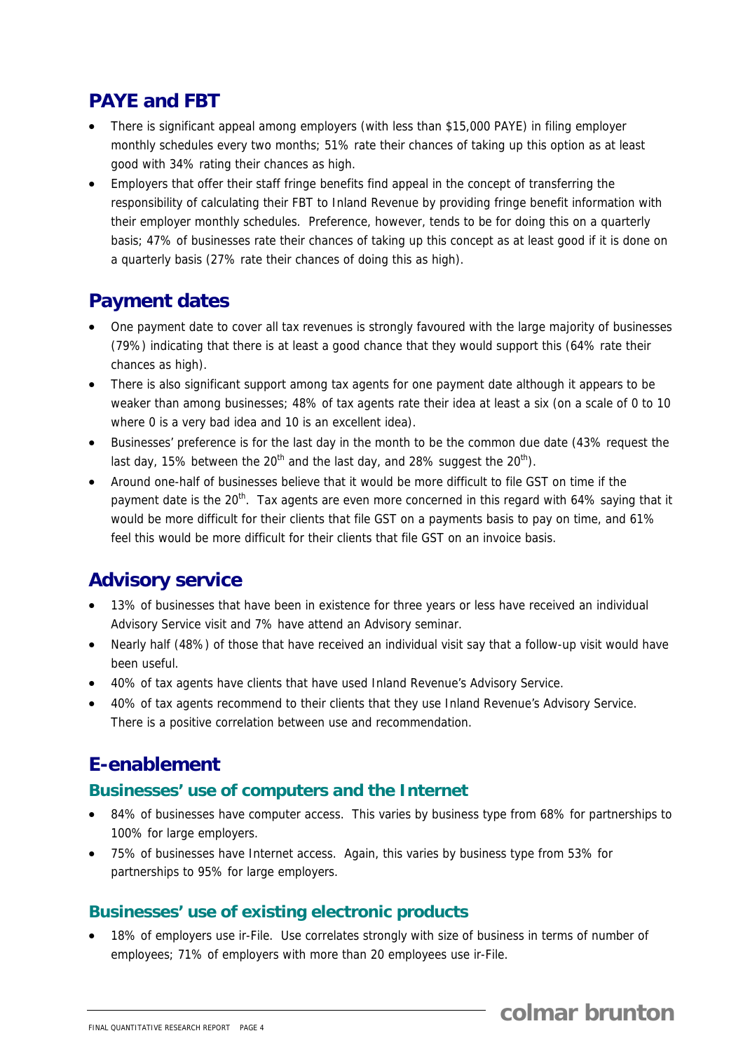## PAYE and FBT

- There is significant appeal among employers (with less than $15,000 PAYE) in filing employer monthly schedules every two months; 51% rate their chances of taking up this option as at least good with 34% rating their chances as high.
- Employers that offer their staff fringe benefits find appeal in the concept of transferring the responsibility of calculating their FBT to Inland Revenue by providing fringe benefit information with their employer monthly schedules. Preference, however, tends to be for doing this on a quarterly basis; 47% of businesses rate their chances of taking up this concept as at least good if it is done on a quarterly basis (27% rate their chances of doing this as high).

## Payment dates

- One payment date to cover all tax revenues is strongly favoured with the large majority of businesses (79%) indicating that there is at least a good chance that they would support this (64% rate their chances as high).
- There is also significant support among tax agents for one payment date although it appears to be weaker than among businesses; 48% of tax agents rate their idea at least a six (on a scale of 0 to 10 where 0 is a very bad idea and 10 is an excellent idea).
- Businesses' preference is for the last day in the month to be the common due date (43% request the last day, 15% between the 20th and the last day, and 28% suggest the 20th).
- Around one-half of businesses believe that it would be more difficult to file GST on time if the payment date is the 20th. Tax agents are even more concerned in this regard with 64% saying that it would be more difficult for their clients that file GST on a payments basis to pay on time, and 61% feel this would be more difficult for their clients that file GST on an invoice basis.

## Advisory service

- 13% of businesses that have been in existence for three years or less have received an individual Advisory Service visit and 7% have attend an Advisory seminar.
- Nearly half (48%) of those that have received an individual visit say that a follow-up visit would have been useful.
- 40% of tax agents have clients that have used Inland Revenue's Advisory Service.
- 40% of tax agents recommend to their clients that they use Inland Revenue's Advisory Service. There is a positive correlation between use and recommendation.

## E-enablement

### Businesses' use of computers and the Internet

- 84% of businesses have computer access. This varies by business type from 68% for partnerships to 100% for large employers.
- 75% of businesses have Internet access. Again, this varies by business type from 53% for partnerships to 95% for large employers.

### Businesses' use of existing electronic products

- 18% of employers use ir-File. Use correlates strongly with size of business in terms of number of employees; 71% of employers with more than 20 employees use ir-File.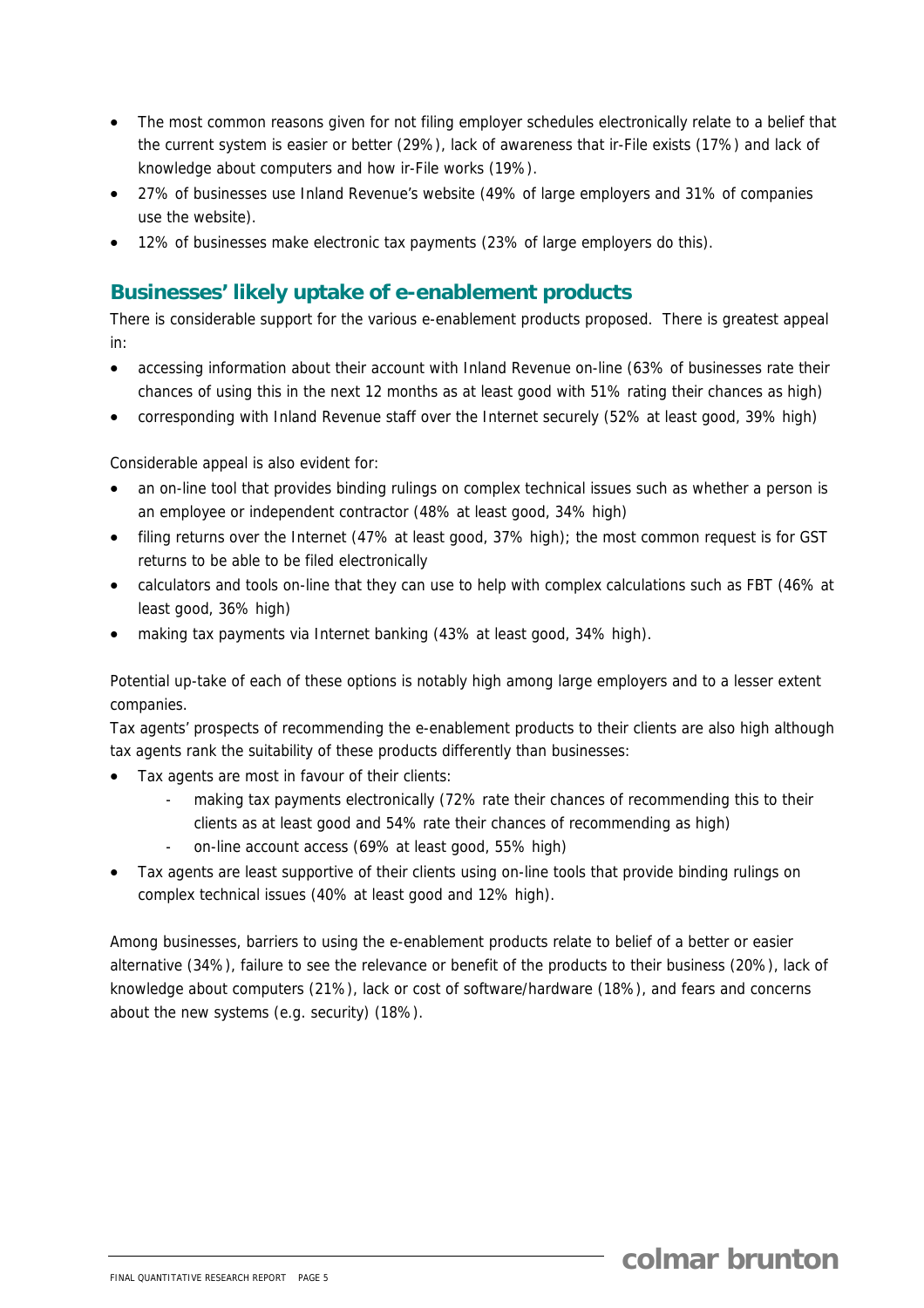- The most common reasons given for not filing employer schedules electronically relate to a belief that the current system is easier or better (29%), lack of awareness that ir-File exists (17%) and lack of knowledge about computers and how ir-File works (19%).
- 27% of businesses use Inland Revenue's website (49% of large employers and 31% of companies use the website).
- 12% of businesses make electronic tax payments (23% of large employers do this).

## Businesses' likely uptake of e-enablement products

There is considerable support for the various e-enablement products proposed. There is greatest appeal in:

- accessing information about their account with Inland Revenue on-line (63% of businesses rate their chances of using this in the next 12 months as at least good with 51% rating their chances as high)
- corresponding with Inland Revenue staff over the Internet securely (52% at least good, 39% high)

Considerable appeal is also evident for:

- an on-line tool that provides binding rulings on complex technical issues such as whether a person is an employee or independent contractor (48% at least good, 34% high)
- filing returns over the Internet (47% at least good, 37% high); the most common request is for GST returns to be able to be filed electronically
- calculators and tools on-line that they can use to help with complex calculations such as FBT (46% at least good, 36% high)
- making tax payments via Internet banking (43% at least good, 34% high).

Potential up-take of each of these options is notably high among large employers and to a lesser extent companies.

Tax agents' prospects of recommending the e-enablement products to their clients are also high although tax agents rank the suitability of these products differently than businesses:

- Tax agents are most in favour of their clients:
  - making tax payments electronically (72% rate their chances of recommending this to their clients as at least good and 54% rate their chances of recommending as high)
  - on-line account access (69% at least good, 55% high)
- Tax agents are least supportive of their clients using on-line tools that provide binding rulings on complex technical issues (40% at least good and 12% high).

Among businesses, barriers to using the e-enablement products relate to belief of a better or easier alternative (34%), failure to see the relevance or benefit of the products to their business (20%), lack of knowledge about computers (21%), lack or cost of software/hardware (18%), and fears and concerns about the new systems (e.g. security) (18%).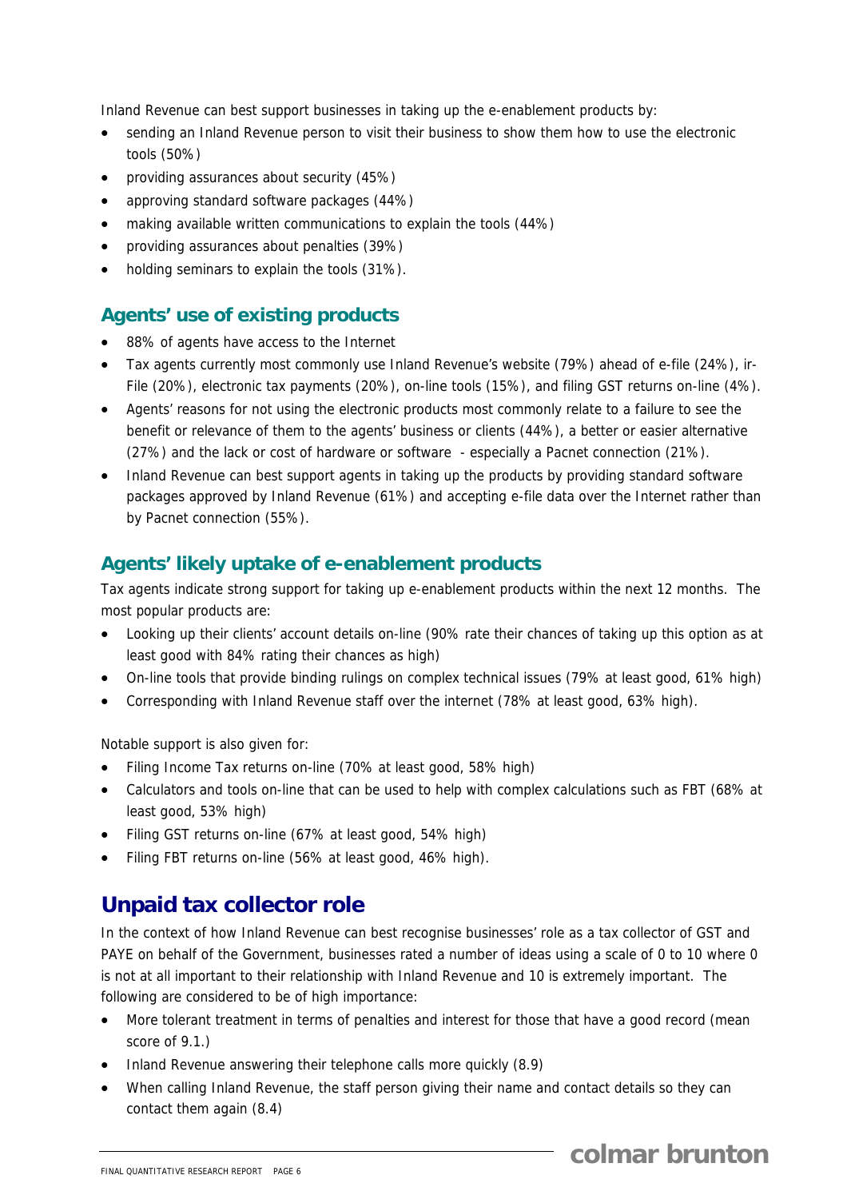Inland Revenue can best support businesses in taking up the e-enablement products by:

- sending an Inland Revenue person to visit their business to show them how to use the electronic tools (50%)
- providing assurances about security (45%)
- approving standard software packages (44%)
- making available written communications to explain the tools (44%)
- providing assurances about penalties (39%)
- holding seminars to explain the tools (31%).

### Agents' use of existing products

- 88% of agents have access to the Internet
- Tax agents currently most commonly use Inland Revenue's website (79%) ahead of e-file (24%), ir-File (20%), electronic tax payments (20%), on-line tools (15%), and filing GST returns on-line (4%).
- Agents' reasons for not using the electronic products most commonly relate to a failure to see the benefit or relevance of them to the agents' business or clients (44%), a better or easier alternative (27%) and the lack or cost of hardware or software - especially a Pacnet connection (21%).
- Inland Revenue can best support agents in taking up the products by providing standard software packages approved by Inland Revenue (61%) and accepting e-file data over the Internet rather than by Pacnet connection (55%).

### Agents' likely uptake of e-enablement products

Tax agents indicate strong support for taking up e-enablement products within the next 12 months. The most popular products are:

- Looking up their clients' account details on-line (90% rate their chances of taking up this option as at least good with 84% rating their chances as high)
- On-line tools that provide binding rulings on complex technical issues (79% at least good, 61% high)
- Corresponding with Inland Revenue staff over the internet (78% at least good, 63% high).

Notable support is also given for:

- Filing Income Tax returns on-line (70% at least good, 58% high)
- Calculators and tools on-line that can be used to help with complex calculations such as FBT (68% at least good, 53% high)
- Filing GST returns on-line (67% at least good, 54% high)
- Filing FBT returns on-line (56% at least good, 46% high).

## Unpaid tax collector role

In the context of how Inland Revenue can best recognise businesses' role as a tax collector of GST and PAYE on behalf of the Government, businesses rated a number of ideas using a scale of 0 to 10 where 0 is not at all important to their relationship with Inland Revenue and 10 is extremely important. The following are considered to be of high importance:

- More tolerant treatment in terms of penalties and interest for those that have a good record (mean score of 9.1.)
- Inland Revenue answering their telephone calls more quickly (8.9)
- When calling Inland Revenue, the staff person giving their name and contact details so they can contact them again (8.4)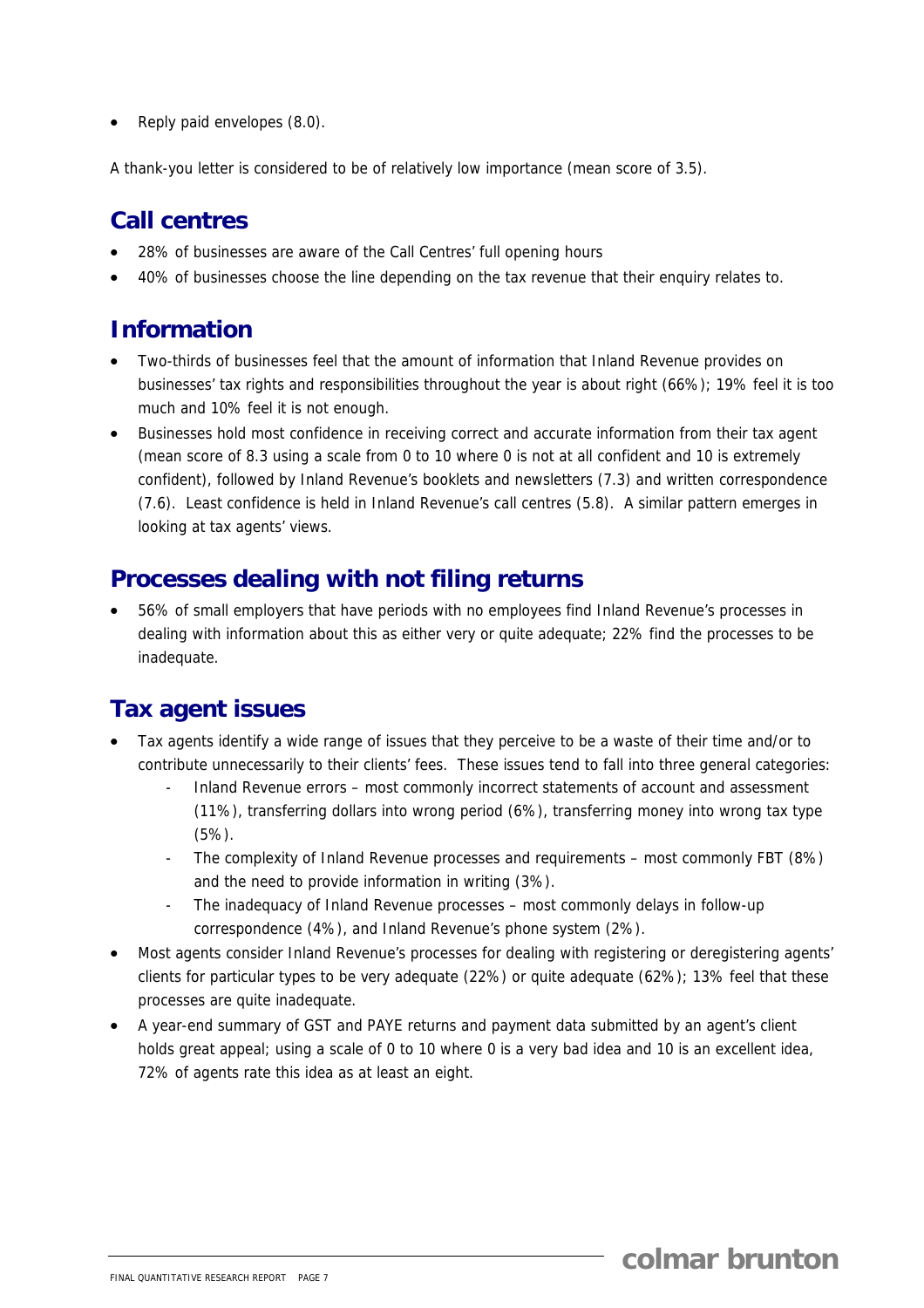- Reply paid envelopes (8.0).

A thank-you letter is considered to be of relatively low importance (mean score of 3.5).

## Call centres

- 28% of businesses are aware of the Call Centres' full opening hours
- 40% of businesses choose the line depending on the tax revenue that their enquiry relates to.

## Information

- Two-thirds of businesses feel that the amount of information that Inland Revenue provides on businesses' tax rights and responsibilities throughout the year is about right (66%); 19% feel it is too much and 10% feel it is not enough.
- Businesses hold most confidence in receiving correct and accurate information from their tax agent (mean score of 8.3 using a scale from 0 to 10 where 0 is not at all confident and 10 is extremely confident), followed by Inland Revenue's booklets and newsletters (7.3) and written correspondence (7.6). Least confidence is held in Inland Revenue's call centres (5.8). A similar pattern emerges in looking at tax agents' views.

## Processes dealing with not filing returns

- 56% of small employers that have periods with no employees find Inland Revenue's processes in dealing with information about this as either very or quite adequate; 22% find the processes to be inadequate.

## Tax agent issues

- Tax agents identify a wide range of issues that they perceive to be a waste of their time and/or to contribute unnecessarily to their clients' fees. These issues tend to fall into three general categories:
  - Inland Revenue errors – most commonly incorrect statements of account and assessment (11%), transferring dollars into wrong period (6%), transferring money into wrong tax type (5%).
  - The complexity of Inland Revenue processes and requirements – most commonly FBT (8%) and the need to provide information in writing (3%).
  - The inadequacy of Inland Revenue processes – most commonly delays in follow-up correspondence (4%), and Inland Revenue's phone system (2%).
- Most agents consider Inland Revenue's processes for dealing with registering or deregistering agents' clients for particular types to be very adequate (22%) or quite adequate (62%); 13% feel that these processes are quite inadequate.
- A year-end summary of GST and PAYE returns and payment data submitted by an agent's client holds great appeal; using a scale of 0 to 10 where 0 is a very bad idea and 10 is an excellent idea, 72% of agents rate this idea as at least an eight.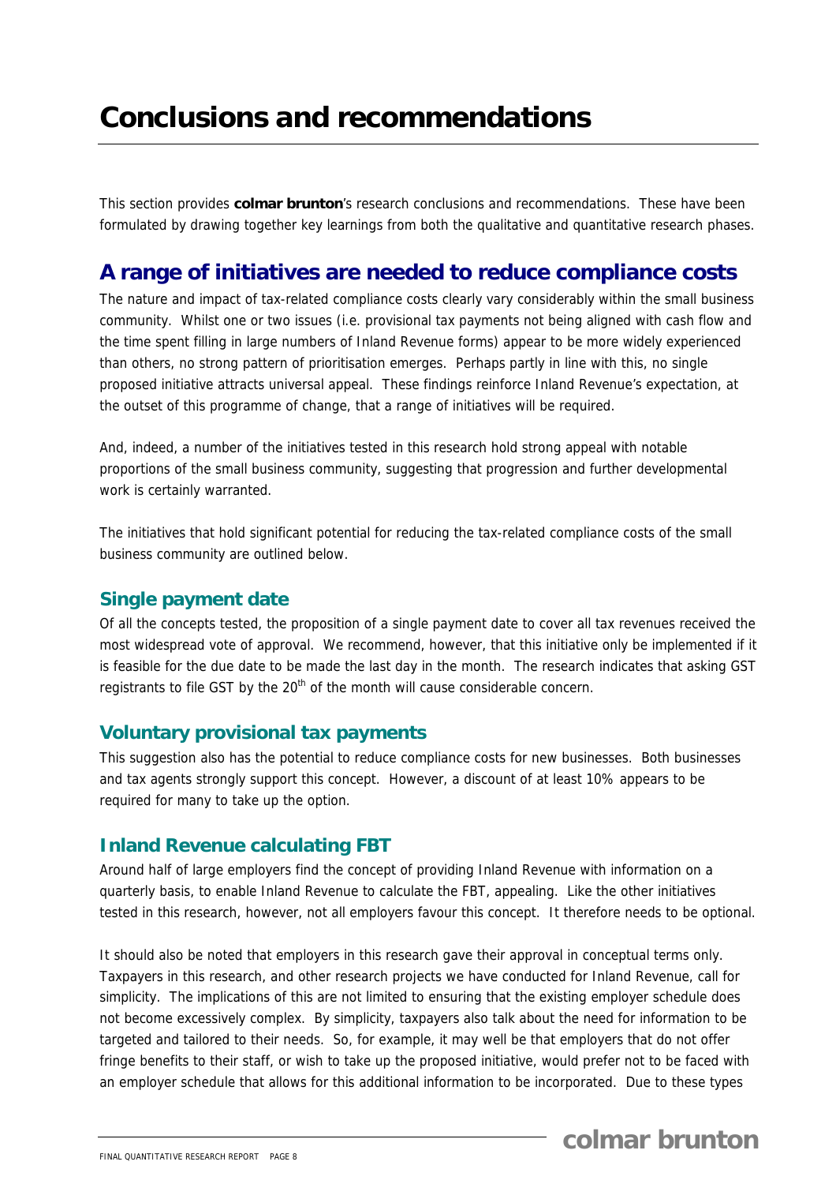# Conclusions and recommendations

This section provides **colmar brunton**'s research conclusions and recommendations. These have been formulated by drawing together key learnings from both the qualitative and quantitative research phases.

## A range of initiatives are needed to reduce compliance costs

The nature and impact of tax-related compliance costs clearly vary considerably within the small business community. Whilst one or two issues (i.e. provisional tax payments not being aligned with cash flow and the time spent filling in large numbers of Inland Revenue forms) appear to be more widely experienced than others, no strong pattern of prioritisation emerges. Perhaps partly in line with this, no single proposed initiative attracts universal appeal. These findings reinforce Inland Revenue's expectation, at the outset of this programme of change, that a range of initiatives will be required.

And, indeed, a number of the initiatives tested in this research hold strong appeal with notable proportions of the small business community, suggesting that progression and further developmental work is certainly warranted.

The initiatives that hold significant potential for reducing the tax-related compliance costs of the small business community are outlined below.

### Single payment date

Of all the concepts tested, the proposition of a single payment date to cover all tax revenues received the most widespread vote of approval. We recommend, however, that this initiative only be implemented if it is feasible for the due date to be made the last day in the month. The research indicates that asking GST registrants to file GST by the 20th of the month will cause considerable concern.

### Voluntary provisional tax payments

This suggestion also has the potential to reduce compliance costs for new businesses. Both businesses and tax agents strongly support this concept. However, a discount of at least 10% appears to be required for many to take up the option.

### Inland Revenue calculating FBT

Around half of large employers find the concept of providing Inland Revenue with information on a quarterly basis, to enable Inland Revenue to calculate the FBT, appealing. Like the other initiatives tested in this research, however, not all employers favour this concept. It therefore needs to be optional.

It should also be noted that employers in this research gave their approval in conceptual terms only. Taxpayers in this research, and other research projects we have conducted for Inland Revenue, call for simplicity. The implications of this are not limited to ensuring that the existing employer schedule does not become excessively complex. By simplicity, taxpayers also talk about the need for information to be targeted and tailored to their needs. So, for example, it may well be that employers that do not offer fringe benefits to their staff, or wish to take up the proposed initiative, would prefer not to be faced with an employer schedule that allows for this additional information to be incorporated. Due to these types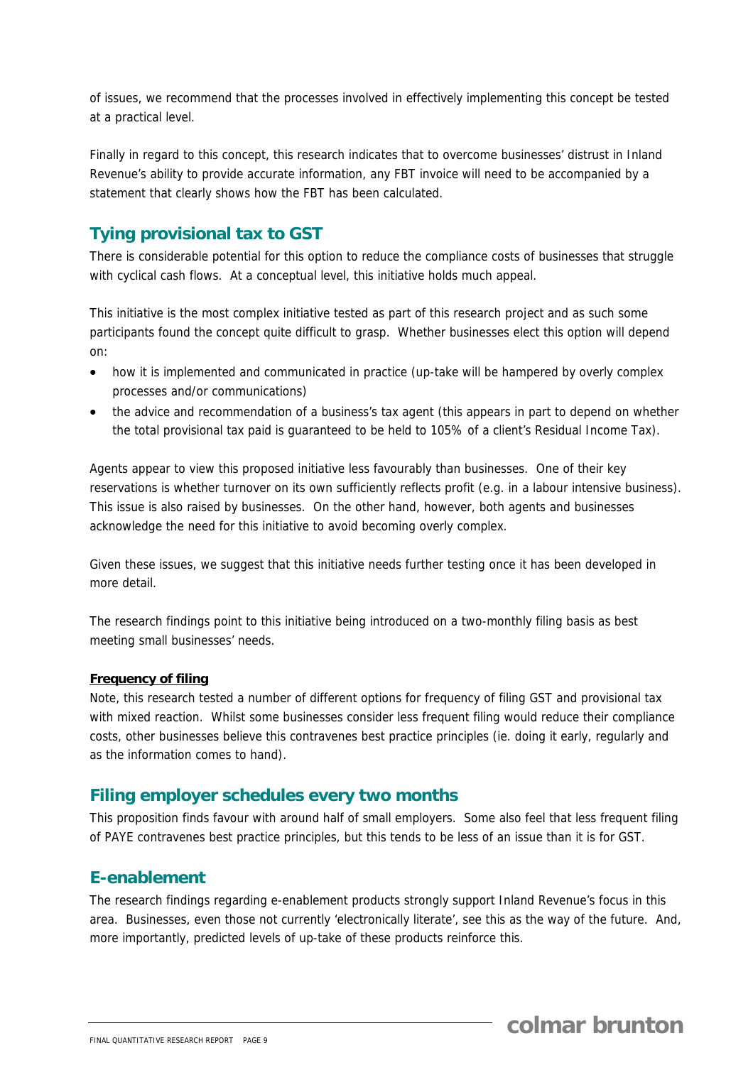of issues, we recommend that the processes involved in effectively implementing this concept be tested at a practical level.

Finally in regard to this concept, this research indicates that to overcome businesses' distrust in Inland Revenue's ability to provide accurate information, any FBT invoice will need to be accompanied by a statement that clearly shows how the FBT has been calculated.

## Tying provisional tax to GST

There is considerable potential for this option to reduce the compliance costs of businesses that struggle with cyclical cash flows. At a conceptual level, this initiative holds much appeal.

This initiative is the most complex initiative tested as part of this research project and as such some participants found the concept quite difficult to grasp. Whether businesses elect this option will depend on:

- how it is implemented and communicated in practice (up-take will be hampered by overly complex processes and/or communications)
- the advice and recommendation of a business's tax agent (this appears in part to depend on whether the total provisional tax paid is guaranteed to be held to 105% of a client's Residual Income Tax).

Agents appear to view this proposed initiative less favourably than businesses. One of their key reservations is whether turnover on its own sufficiently reflects profit (e.g. in a labour intensive business). This issue is also raised by businesses. On the other hand, however, both agents and businesses acknowledge the need for this initiative to avoid becoming overly complex.

Given these issues, we suggest that this initiative needs further testing once it has been developed in more detail.

The research findings point to this initiative being introduced on a two-monthly filing basis as best meeting small businesses' needs.

**Frequency of filing**

Note, this research tested a number of different options for frequency of filing GST and provisional tax with mixed reaction. Whilst some businesses consider less frequent filing would reduce their compliance costs, other businesses believe this contravenes best practice principles (ie. doing it early, regularly and as the information comes to hand).

## Filing employer schedules every two months

This proposition finds favour with around half of small employers. Some also feel that less frequent filing of PAYE contravenes best practice principles, but this tends to be less of an issue than it is for GST.

## E-enablement

The research findings regarding e-enablement products strongly support Inland Revenue's focus in this area. Businesses, even those not currently 'electronically literate', see this as the way of the future. And, more importantly, predicted levels of up-take of these products reinforce this.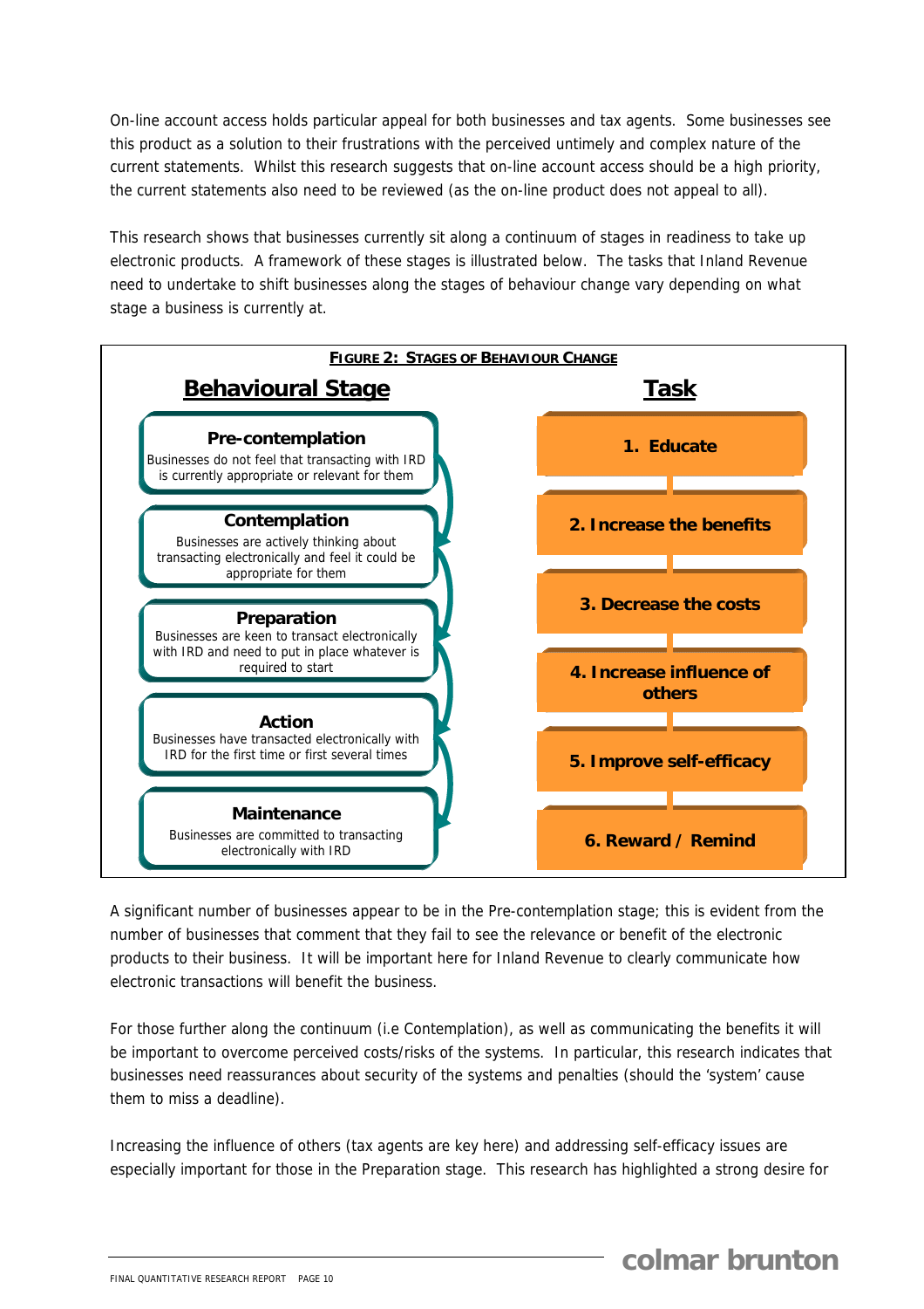On-line account access holds particular appeal for both businesses and tax agents. Some businesses see this product as a solution to their frustrations with the perceived untimely and complex nature of the current statements. Whilst this research suggests that on-line account access should be a high priority, the current statements also need to be reviewed (as the on-line product does not appeal to all).

This research shows that businesses currently sit along a continuum of stages in readiness to take up electronic products. A framework of these stages is illustrated below. The tasks that Inland Revenue need to undertake to shift businesses along the stages of behaviour change vary depending on what stage a business is currently at.

**FIGURE 2: STAGES OF BEHAVIOUR CHANGE**

| Behavioural Stage | Task |
|---|---|
| **Pre-contemplation** Businesses do not feel that transacting with IRD is currently appropriate or relevant for them | 1. Educate |
| **Contemplation** Businesses are actively thinking about transacting electronically and feel it could be appropriate for them | 2. Increase the benefits |
| **Preparation** Businesses are keen to transact electronically with IRD and need to put in place whatever is required to start | 3. Decrease the costs |
| **Action** Businesses have transacted electronically with IRD for the first time or first several times | 4. Increase influence of others |
| **Maintenance** Businesses are committed to transacting electronically with IRD | 5. Improve self-efficacy |
| | 6. Reward / Remind |

A significant number of businesses appear to be in the Pre-contemplation stage; this is evident from the number of businesses that comment that they fail to see the relevance or benefit of the electronic products to their business. It will be important here for Inland Revenue to clearly communicate how electronic transactions will benefit the business.

For those further along the continuum (i.e Contemplation), as well as communicating the benefits it will be important to overcome perceived costs/risks of the systems. In particular, this research indicates that businesses need reassurances about security of the systems and penalties (should the 'system' cause them to miss a deadline).

Increasing the influence of others (tax agents are key here) and addressing self-efficacy issues are especially important for those in the Preparation stage. This research has highlighted a strong desire for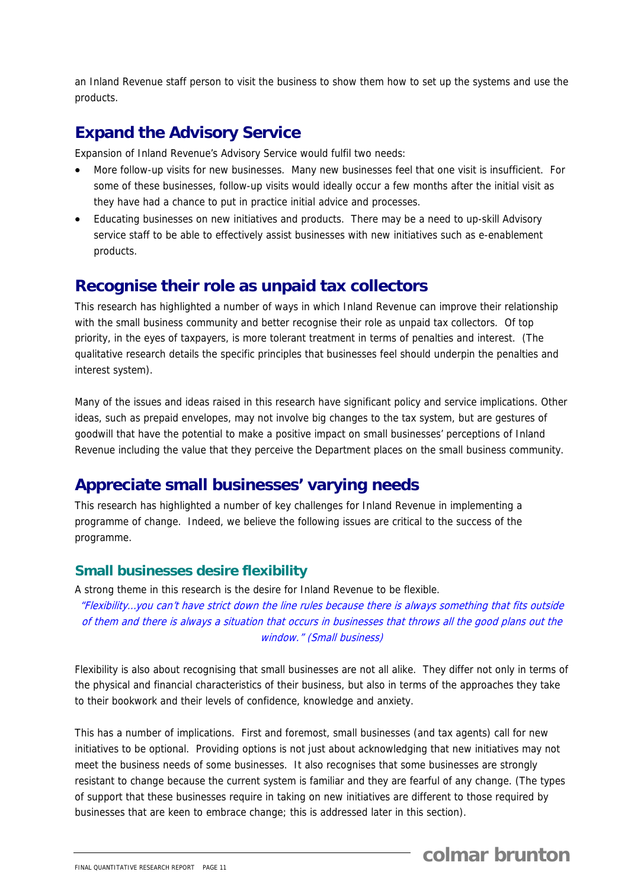an Inland Revenue staff person to visit the business to show them how to set up the systems and use the products.

## Expand the Advisory Service

Expansion of Inland Revenue's Advisory Service would fulfil two needs:

- More follow-up visits for new businesses. Many new businesses feel that one visit is insufficient. For some of these businesses, follow-up visits would ideally occur a few months after the initial visit as they have had a chance to put in practice initial advice and processes.
- Educating businesses on new initiatives and products. There may be a need to up-skill Advisory service staff to be able to effectively assist businesses with new initiatives such as e-enablement products.

## Recognise their role as unpaid tax collectors

This research has highlighted a number of ways in which Inland Revenue can improve their relationship with the small business community and better recognise their role as unpaid tax collectors. Of top priority, in the eyes of taxpayers, is more tolerant treatment in terms of penalties and interest. (The qualitative research details the specific principles that businesses feel should underpin the penalties and interest system).

Many of the issues and ideas raised in this research have significant policy and service implications. Other ideas, such as prepaid envelopes, may not involve big changes to the tax system, but are gestures of goodwill that have the potential to make a positive impact on small businesses' perceptions of Inland Revenue including the value that they perceive the Department places on the small business community.

## Appreciate small businesses' varying needs

This research has highlighted a number of key challenges for Inland Revenue in implementing a programme of change. Indeed, we believe the following issues are critical to the success of the programme.

### Small businesses desire flexibility

A strong theme in this research is the desire for Inland Revenue to be flexible.

*"Flexibility…you can't have strict down the line rules because there is always something that fits outside of them and there is always a situation that occurs in businesses that throws all the good plans out the window." (Small business)*

Flexibility is also about recognising that small businesses are not all alike. They differ not only in terms of the physical and financial characteristics of their business, but also in terms of the approaches they take to their bookwork and their levels of confidence, knowledge and anxiety.

This has a number of implications. First and foremost, small businesses (and tax agents) call for new initiatives to be optional. Providing options is not just about acknowledging that new initiatives may not meet the business needs of some businesses. It also recognises that some businesses are strongly resistant to change because the current system is familiar and they are fearful of any change. (The types of support that these businesses require in taking on new initiatives are different to those required by businesses that are keen to embrace change; this is addressed later in this section).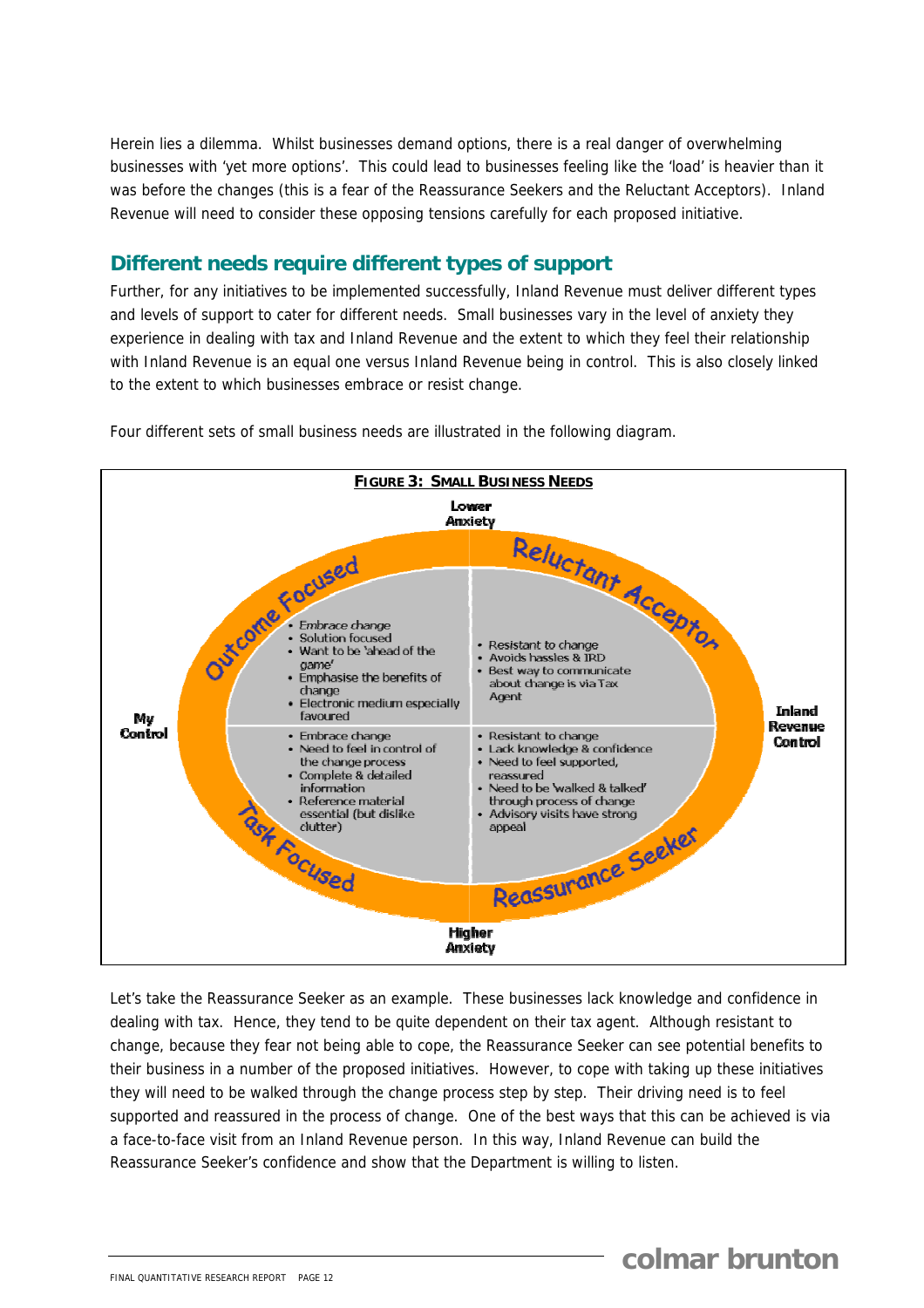Herein lies a dilemma. Whilst businesses demand options, there is a real danger of overwhelming businesses with 'yet more options'. This could lead to businesses feeling like the 'load' is heavier than it was before the changes (this is a fear of the Reassurance Seekers and the Reluctant Acceptors). Inland Revenue will need to consider these opposing tensions carefully for each proposed initiative.

## Different needs require different types of support

Further, for any initiatives to be implemented successfully, Inland Revenue must deliver different types and levels of support to cater for different needs. Small businesses vary in the level of anxiety they experience in dealing with tax and Inland Revenue and the extent to which they feel their relationship with Inland Revenue is an equal one versus Inland Revenue being in control. This is also closely linked to the extent to which businesses embrace or resist change.

Four different sets of small business needs are illustrated in the following diagram.

**FIGURE 3: SMALL BUSINESS NEEDS**

Lower Anxiety

My Control — Inland Revenue Control

Higher Anxiety

**Outcome Focused**
- Embrace change
- Solution focused
- Want to be 'ahead of the game'
- Emphasise the benefits of change
- Electronic medium especially favoured

**Reluctant Acceptor**
- Resistant to change
- Avoids hassles & IRD
- Best way to communicate about change is via Tax Agent

**Task Focused**
- Embrace change
- Need to feel in control of the change process
- Complete & detailed information
- Reference material essential (but dislike clutter)

**Reassurance Seeker**
- Resistant to change
- Lack knowledge & confidence
- Need to feel supported, reassured
- Need to be 'walked & talked' through process of change
- Advisory visits have strong appeal

Let's take the Reassurance Seeker as an example. These businesses lack knowledge and confidence in dealing with tax. Hence, they tend to be quite dependent on their tax agent. Although resistant to change, because they fear not being able to cope, the Reassurance Seeker can see potential benefits to their business in a number of the proposed initiatives. However, to cope with taking up these initiatives they will need to be walked through the change process step by step. Their driving need is to feel supported and reassured in the process of change. One of the best ways that this can be achieved is via a face-to-face visit from an Inland Revenue person. In this way, Inland Revenue can build the Reassurance Seeker's confidence and show that the Department is willing to listen.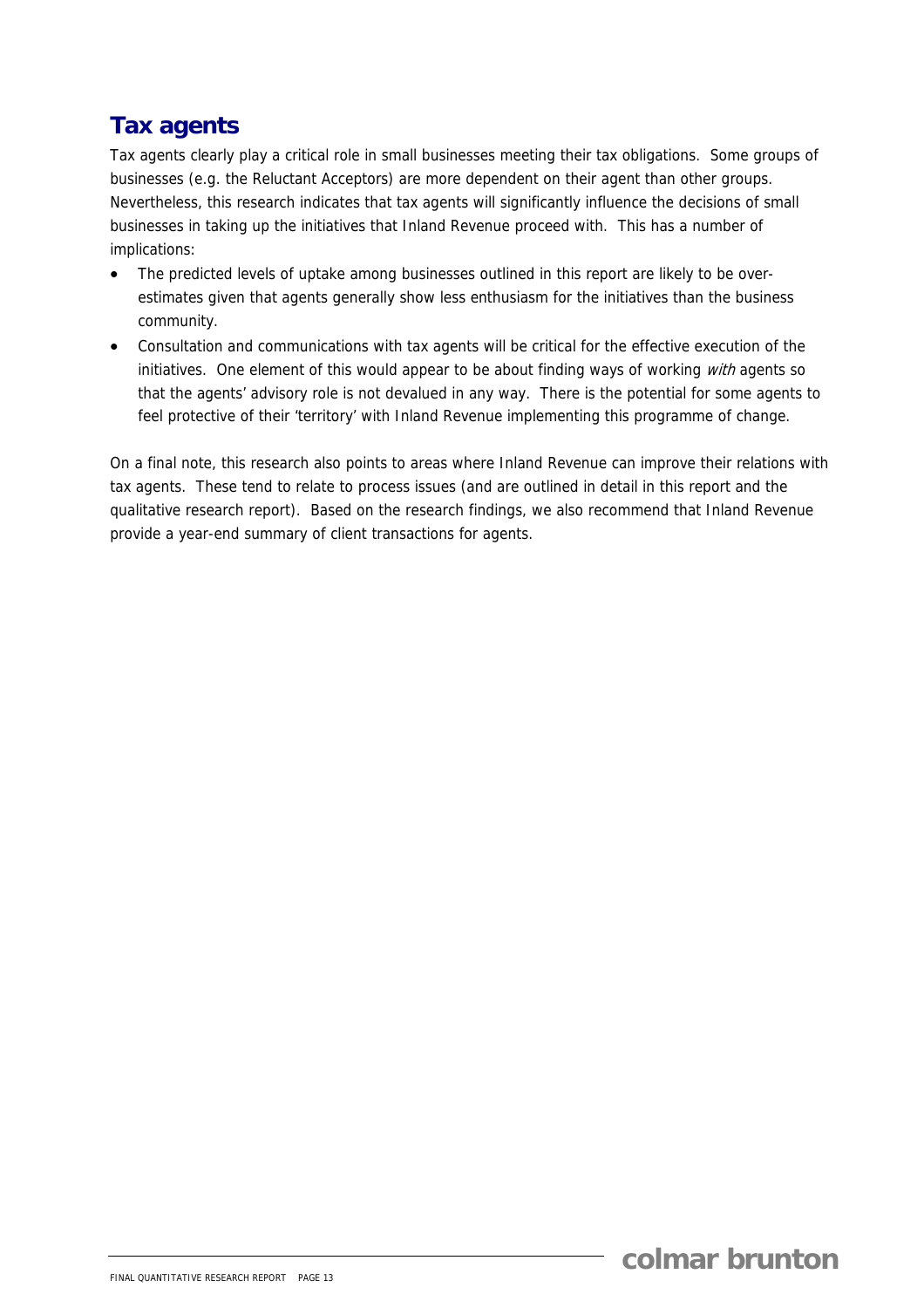## Tax agents

Tax agents clearly play a critical role in small businesses meeting their tax obligations. Some groups of businesses (e.g. the Reluctant Acceptors) are more dependent on their agent than other groups. Nevertheless, this research indicates that tax agents will significantly influence the decisions of small businesses in taking up the initiatives that Inland Revenue proceed with. This has a number of implications:

- The predicted levels of uptake among businesses outlined in this report are likely to be over-estimates given that agents generally show less enthusiasm for the initiatives than the business community.
- Consultation and communications with tax agents will be critical for the effective execution of the initiatives. One element of this would appear to be about finding ways of working *with* agents so that the agents' advisory role is not devalued in any way. There is the potential for some agents to feel protective of their 'territory' with Inland Revenue implementing this programme of change.

On a final note, this research also points to areas where Inland Revenue can improve their relations with tax agents. These tend to relate to process issues (and are outlined in detail in this report and the qualitative research report). Based on the research findings, we also recommend that Inland Revenue provide a year-end summary of client transactions for agents.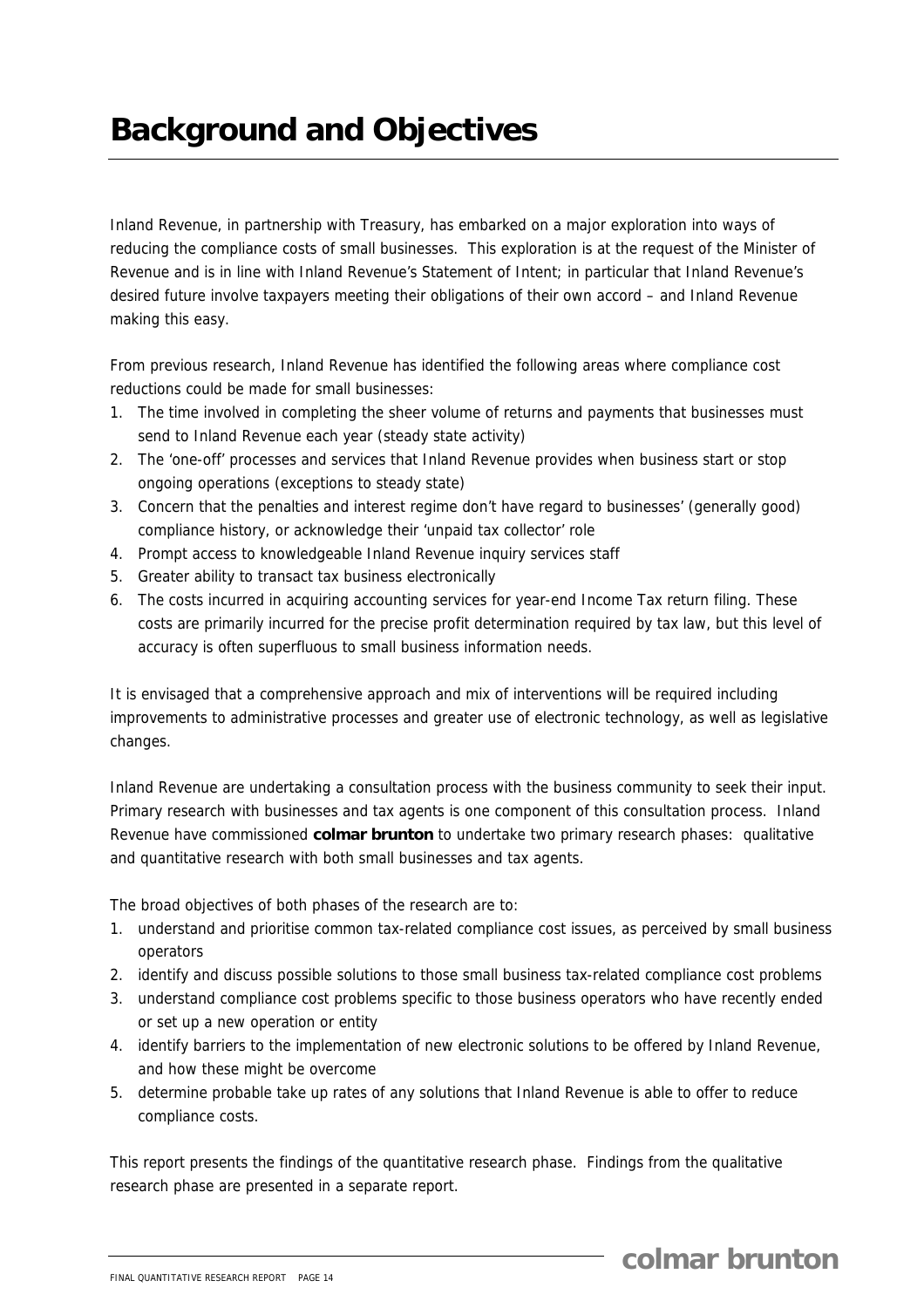# Background and Objectives

Inland Revenue, in partnership with Treasury, has embarked on a major exploration into ways of reducing the compliance costs of small businesses. This exploration is at the request of the Minister of Revenue and is in line with Inland Revenue's Statement of Intent; in particular that Inland Revenue's desired future involve taxpayers meeting their obligations of their own accord – and Inland Revenue making this easy.

From previous research, Inland Revenue has identified the following areas where compliance cost reductions could be made for small businesses:

1. The time involved in completing the sheer volume of returns and payments that businesses must send to Inland Revenue each year (steady state activity)
2. The 'one-off' processes and services that Inland Revenue provides when business start or stop ongoing operations (exceptions to steady state)
3. Concern that the penalties and interest regime don't have regard to businesses' (generally good) compliance history, or acknowledge their 'unpaid tax collector' role
4. Prompt access to knowledgeable Inland Revenue inquiry services staff
5. Greater ability to transact tax business electronically
6. The costs incurred in acquiring accounting services for year-end Income Tax return filing. These costs are primarily incurred for the precise profit determination required by tax law, but this level of accuracy is often superfluous to small business information needs.

It is envisaged that a comprehensive approach and mix of interventions will be required including improvements to administrative processes and greater use of electronic technology, as well as legislative changes.

Inland Revenue are undertaking a consultation process with the business community to seek their input. Primary research with businesses and tax agents is one component of this consultation process. Inland Revenue have commissioned **colmar brunton** to undertake two primary research phases: qualitative and quantitative research with both small businesses and tax agents.

The broad objectives of both phases of the research are to:

1. understand and prioritise common tax-related compliance cost issues, as perceived by small business operators
2. identify and discuss possible solutions to those small business tax-related compliance cost problems
3. understand compliance cost problems specific to those business operators who have recently ended or set up a new operation or entity
4. identify barriers to the implementation of new electronic solutions to be offered by Inland Revenue, and how these might be overcome
5. determine probable take up rates of any solutions that Inland Revenue is able to offer to reduce compliance costs.

This report presents the findings of the quantitative research phase. Findings from the qualitative research phase are presented in a separate report.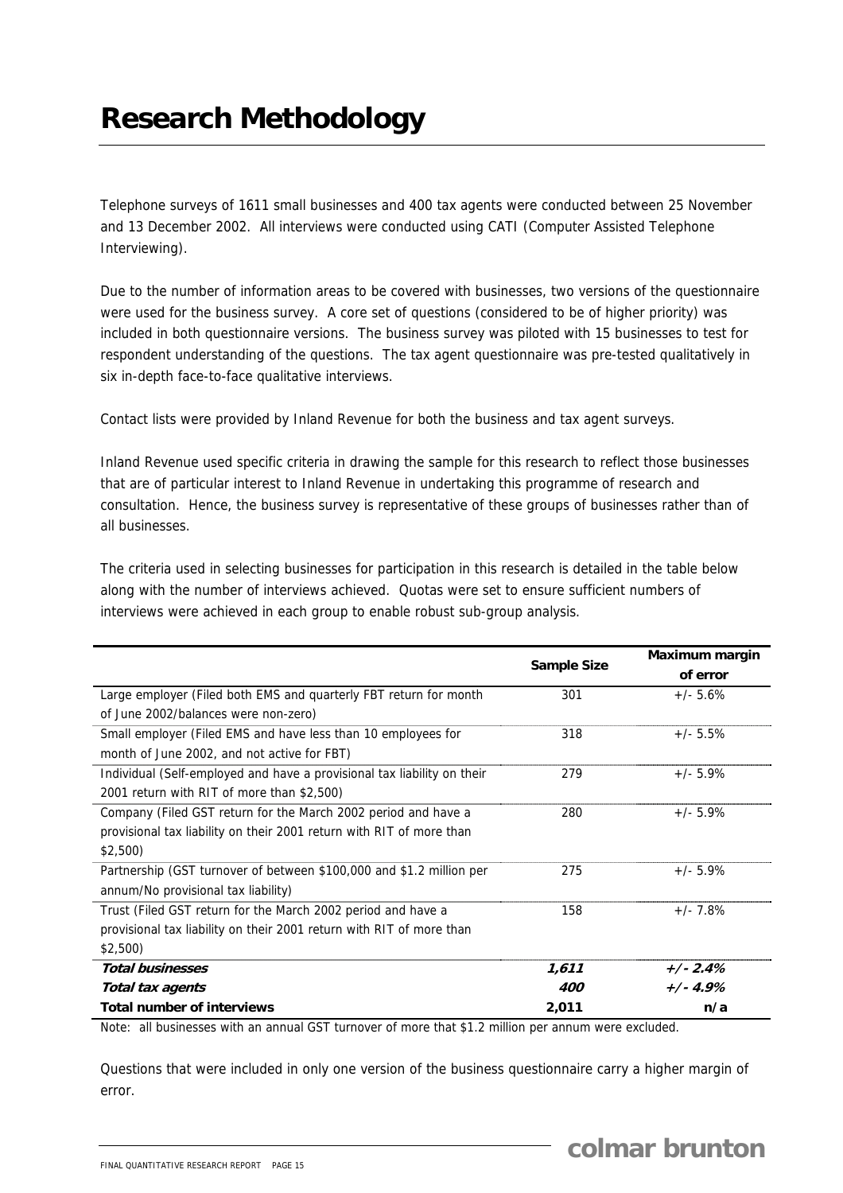# Research Methodology

Telephone surveys of 1611 small businesses and 400 tax agents were conducted between 25 November and 13 December 2002. All interviews were conducted using CATI (Computer Assisted Telephone Interviewing).

Due to the number of information areas to be covered with businesses, two versions of the questionnaire were used for the business survey. A core set of questions (considered to be of higher priority) was included in both questionnaire versions. The business survey was piloted with 15 businesses to test for respondent understanding of the questions. The tax agent questionnaire was pre-tested qualitatively in six in-depth face-to-face qualitative interviews.

Contact lists were provided by Inland Revenue for both the business and tax agent surveys.

Inland Revenue used specific criteria in drawing the sample for this research to reflect those businesses that are of particular interest to Inland Revenue in undertaking this programme of research and consultation. Hence, the business survey is representative of these groups of businesses rather than of all businesses.

The criteria used in selecting businesses for participation in this research is detailed in the table below along with the number of interviews achieved. Quotas were set to ensure sufficient numbers of interviews were achieved in each group to enable robust sub-group analysis.

| | Sample Size | Maximum margin of error |
|---|---|---|
| Large employer (Filed both EMS and quarterly FBT return for month of June 2002/balances were non-zero) | 301 | +/- 5.6% |
| Small employer (Filed EMS and have less than 10 employees for month of June 2002, and not active for FBT) | 318 | +/- 5.5% |
| Individual (Self-employed and have a provisional tax liability on their 2001 return with RIT of more than $2,500) | 279 | +/- 5.9% |
| Company (Filed GST return for the March 2002 period and have a provisional tax liability on their 2001 return with RIT of more than $2,500) | 280 | +/- 5.9% |
| Partnership (GST turnover of between $100,000 and $1.2 million per annum/No provisional tax liability) | 275 | +/- 5.9% |
| Trust (Filed GST return for the March 2002 period and have a provisional tax liability on their 2001 return with RIT of more than $2,500) | 158 | +/- 7.8% |
| ***Total businesses*** | ***1,611*** | ***+/- 2.4%*** |
| ***Total tax agents*** | ***400*** | ***+/- 4.9%*** |
| **Total number of interviews** | **2,011** | **n/a** |

Note: all businesses with an annual GST turnover of more that $1.2 million per annum were excluded.

Questions that were included in only one version of the business questionnaire carry a higher margin of error.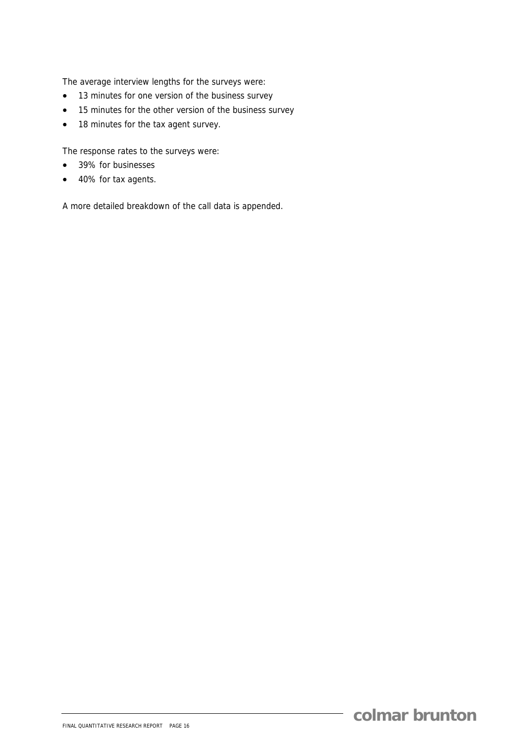The average interview lengths for the surveys were:

- 13 minutes for one version of the business survey
- 15 minutes for the other version of the business survey
- 18 minutes for the tax agent survey.

The response rates to the surveys were:

- 39% for businesses
- 40% for tax agents.

A more detailed breakdown of the call data is appended.